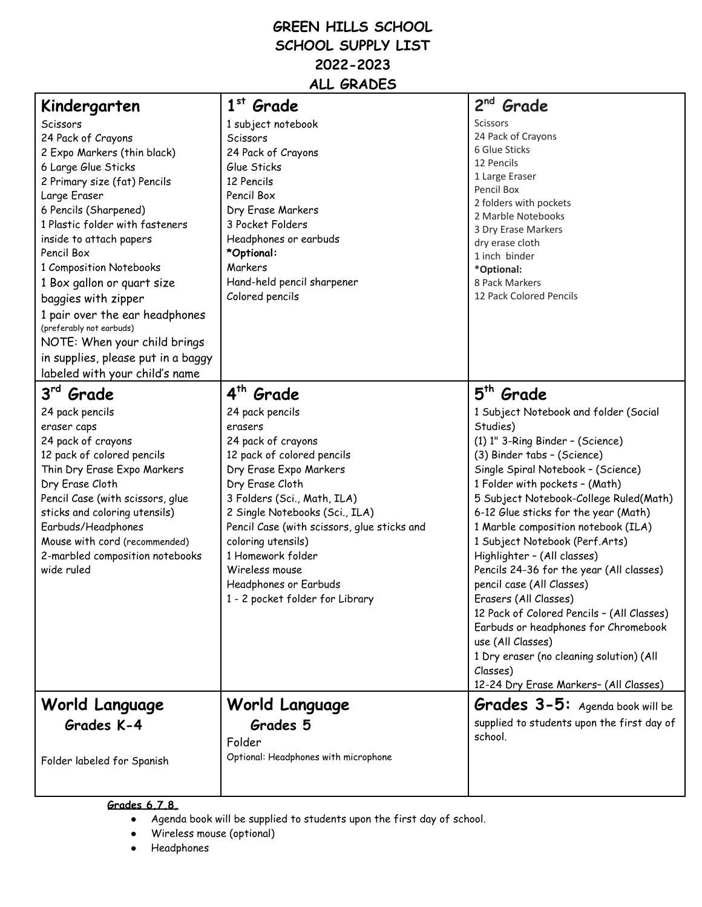# GREEN HILLS SCHOOL
# SCHOOL SUPPLY LIST
# 2022-2023
# ALL GRADES

## Kindergarten

Scissors
24 Pack of Crayons
2 Expo Markers (thin black)
6 Large Glue Sticks
2 Primary size (fat) Pencils
Large Eraser
6 Pencils (Sharpened)
1 Plastic folder with fasteners inside to attach papers
Pencil Box
1 Composition Notebooks
1 Box gallon or quart size baggies with zipper
1 pair over the ear headphones (preferably not earbuds)
NOTE: When your child brings in supplies, please put in a baggy labeled with your child's name

## 1st Grade

1 subject notebook
Scissors
24 Pack of Crayons
Glue Sticks
12 Pencils
Pencil Box
Dry Erase Markers
3 Pocket Folders
Headphones or earbuds
***Optional:**
Markers
Hand-held pencil sharpener
Colored pencils

## 2nd Grade

Scissors
24 Pack of Crayons
6 Glue Sticks
12 Pencils
1 Large Eraser
Pencil Box
2 folders with pockets
2 Marble Notebooks
3 Dry Erase Markers
dry erase cloth
1 inch binder
***Optional:**
8 Pack Markers
12 Pack Colored Pencils

## 3rd Grade

24 pack pencils
eraser caps
24 pack of crayons
12 pack of colored pencils
Thin Dry Erase Expo Markers
Dry Erase Cloth
Pencil Case (with scissors, glue sticks and coloring utensils)
Earbuds/Headphones
Mouse with cord (recommended)
2-marbled composition notebooks wide ruled

## 4th Grade

24 pack pencils
erasers
24 pack of crayons
12 pack of colored pencils
Dry Erase Expo Markers
Dry Erase Cloth
3 Folders (Sci., Math, ILA)
2 Single Notebooks (Sci., ILA)
Pencil Case (with scissors, glue sticks and coloring utensils)
1 Homework folder
Wireless mouse
Headphones or Earbuds
1 - 2 pocket folder for Library

## 5th Grade

1 Subject Notebook and folder (Social Studies)
(1) 1" 3-Ring Binder – (Science)
(3) Binder tabs – (Science)
Single Spiral Notebook – (Science)
1 Folder with pockets – (Math)
5 Subject Notebook-College Ruled(Math)
6-12 Glue sticks for the year (Math)
1 Marble composition notebook (ILA)
1 Subject Notebook (Perf.Arts)
Highlighter – (All classes)
Pencils 24-36 for the year (All classes)
pencil case (All Classes)
Erasers (All Classes)
12 Pack of Colored Pencils – (All Classes)
Earbuds or headphones for Chromebook use (All Classes)
1 Dry eraser (no cleaning solution) (All Classes)
12-24 Dry Erase Markers– (All Classes)

## World Language Grades K-4

Folder labeled for Spanish

## World Language Grades 5

Folder
Optional: Headphones with microphone

## Grades 3-5:

Agenda book will be supplied to students upon the first day of school.

**Grades 6,7,8.**

- Agenda book will be supplied to students upon the first day of school.
- Wireless mouse (optional)
- Headphones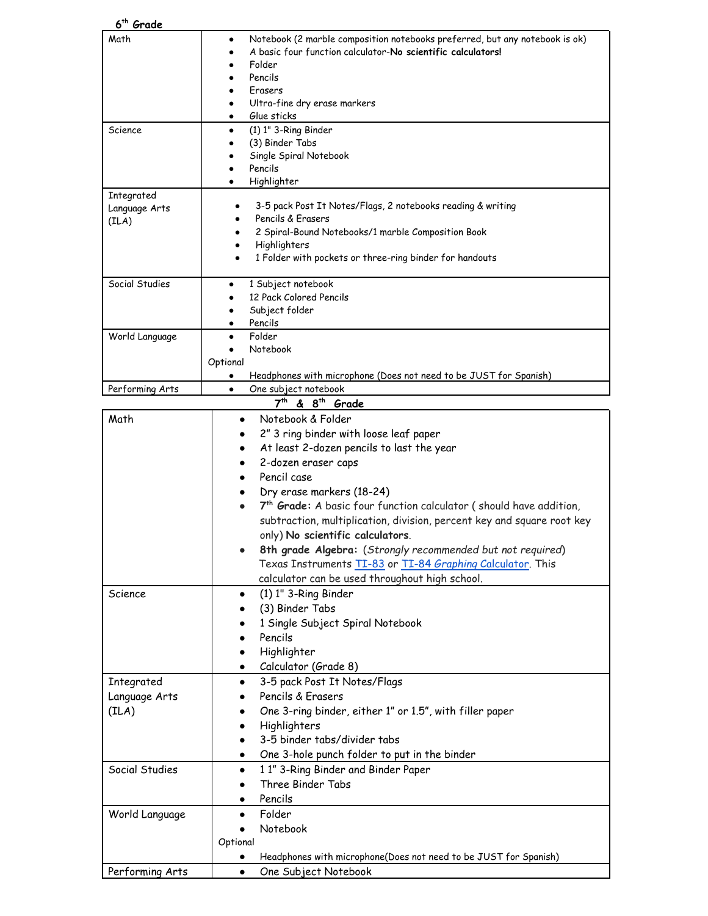## 6th Grade

| | |
|---|---|
| Math | • Notebook (2 marble composition notebooks preferred, but any notebook is ok)<br>• A basic four function calculator-**No scientific calculators!**<br>• Folder<br>• Pencils<br>• Erasers<br>• Ultra-fine dry erase markers<br>• Glue sticks |
| Science | • (1) 1" 3-Ring Binder<br>• (3) Binder Tabs<br>• Single Spiral Notebook<br>• Pencils<br>• Highlighter |
| Integrated Language Arts (ILA) | • 3-5 pack Post It Notes/Flags, 2 notebooks reading & writing<br>• Pencils & Erasers<br>• 2 Spiral-Bound Notebooks/1 marble Composition Book<br>• Highlighters<br>• 1 Folder with pockets or three-ring binder for handouts |
| Social Studies | • 1 Subject notebook<br>• 12 Pack Colored Pencils<br>• Subject folder<br>• Pencils |
| World Language | • Folder<br>• Notebook<br>Optional<br>• Headphones with microphone (Does not need to be JUST for Spanish) |
| Performing Arts | • One subject notebook |

## 7th & 8th Grade

| | |
|---|---|
| Math | • Notebook & Folder<br>• 2" 3 ring binder with loose leaf paper<br>• At least 2-dozen pencils to last the year<br>• 2-dozen eraser caps<br>• Pencil case<br>• Dry erase markers (18-24)<br>• **7th Grade:** A basic four function calculator ( should have addition, subtraction, multiplication, division, percent key and square root key only) **No scientific calculators**.<br>• **8th grade Algebra:** (*Strongly recommended but not required*) Texas Instruments TI-83 or TI-84 Graphing Calculator. This calculator can be used throughout high school. |
| Science | • (1) 1" 3-Ring Binder<br>• (3) Binder Tabs<br>• 1 Single Subject Spiral Notebook<br>• Pencils<br>• Highlighter<br>• Calculator (Grade 8) |
| Integrated Language Arts (ILA) | • 3-5 pack Post It Notes/Flags<br>• Pencils & Erasers<br>• One 3-ring binder, either 1" or 1.5", with filler paper<br>• Highlighters<br>• 3-5 binder tabs/divider tabs<br>• One 3-hole punch folder to put in the binder |
| Social Studies | • 1 1" 3-Ring Binder and Binder Paper<br>• Three Binder Tabs<br>• Pencils |
| World Language | • Folder<br>• Notebook<br>Optional<br>• Headphones with microphone(Does not need to be JUST for Spanish) |
| Performing Arts | • One Subject Notebook |